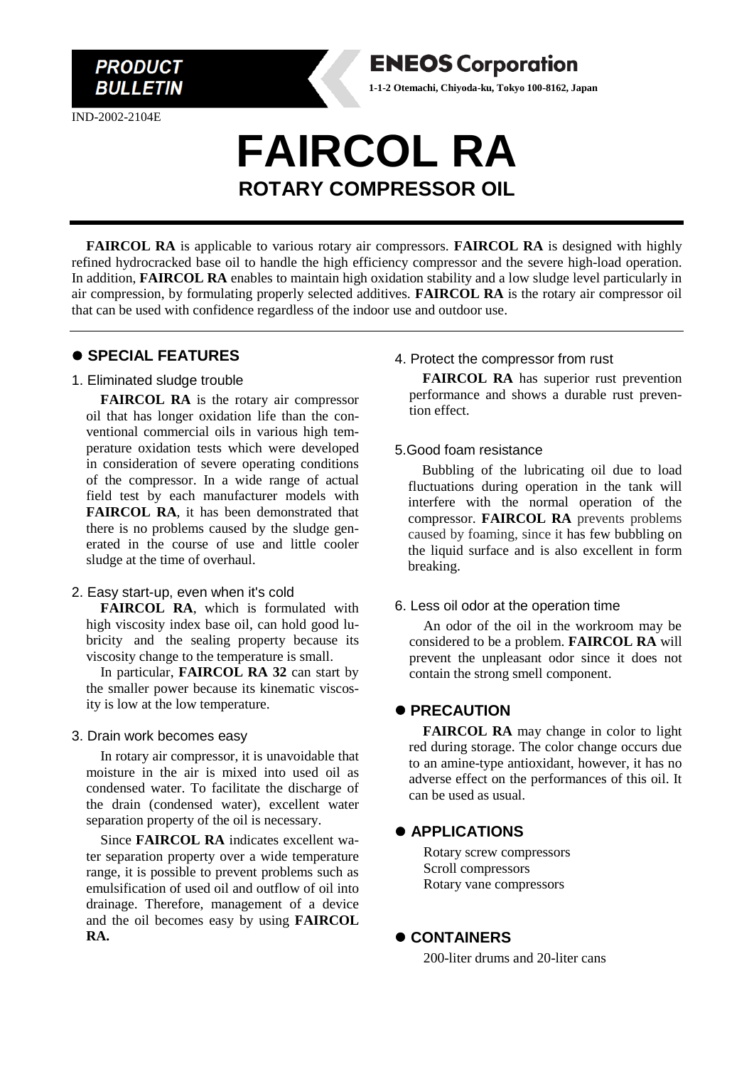**PRODUCT BULLETIN**

**ENEOS Corporation**

**1-1-2 Otemachi, Chiyoda-ku, Tokyo 100-8162, Japan**

IND-2002-2104E

# FAIRCOL RA

## ROTARY COMPRESSOR OIL

**FAIRCOL RA** is applicable to various rotary air compressors. **FAIRCOL RA** is designed with highly refined hydrocracked base oil to handle the high efficiency compressor and the severe high-load operation. In addition, **FAIRCOL RA** enables to maintain high oxidation stability and a low sludge level particularly in air compression, by formulating properly selected additives. **FAIRCOL RA** is the rotary air compressor oil that can be used with confidence regardless of the indoor use and outdoor use.

## ● SPECIAL FEATURES

### 1. Eliminated sludge trouble

**FAIRCOL RA** is the rotary air compressor oil that has longer oxidation life than the conventional commercial oils in various high temperature oxidation tests which were developed in consideration of severe operating conditions of the compressor. In a wide range of actual field test by each manufacturer models with **FAIRCOL RA**, it has been demonstrated that there is no problems caused by the sludge generated in the course of use and little cooler sludge at the time of overhaul.

### 2. Easy start-up, even when it's cold

**FAIRCOL RA**, which is formulated with high viscosity index base oil, can hold good lubricity and the sealing property because its viscosity change to the temperature is small.

In particular, **FAIRCOL RA 32** can start by the smaller power because its kinematic viscosity is low at the low temperature.

### 3. Drain work becomes easy

In rotary air compressor, it is unavoidable that moisture in the air is mixed into used oil as condensed water. To facilitate the discharge of the drain (condensed water), excellent water separation property of the oil is necessary.

Since **FAIRCOL RA** indicates excellent water separation property over a wide temperature range, it is possible to prevent problems such as emulsification of used oil and outflow of oil into drainage. Therefore, management of a device and the oil becomes easy by using **FAIRCOL RA.**

### 4. Protect the compressor from rust

**FAIRCOL RA** has superior rust prevention performance and shows a durable rust prevention effect.

### 5.Good foam resistance

Bubbling of the lubricating oil due to load fluctuations during operation in the tank will interfere with the normal operation of the compressor. **FAIRCOL RA** prevents problems caused by foaming, since it has few bubbling on the liquid surface and is also excellent in form breaking.

### 6. Less oil odor at the operation time

An odor of the oil in the workroom may be considered to be a problem. **FAIRCOL RA** will prevent the unpleasant odor since it does not contain the strong smell component.

## ● PRECAUTION

**FAIRCOL RA** may change in color to light red during storage. The color change occurs due to an amine-type antioxidant, however, it has no adverse effect on the performances of this oil. It can be used as usual.

## ● APPLICATIONS

Rotary screw compressors
Scroll compressors
Rotary vane compressors

## ● CONTAINERS

200-liter drums and 20-liter cans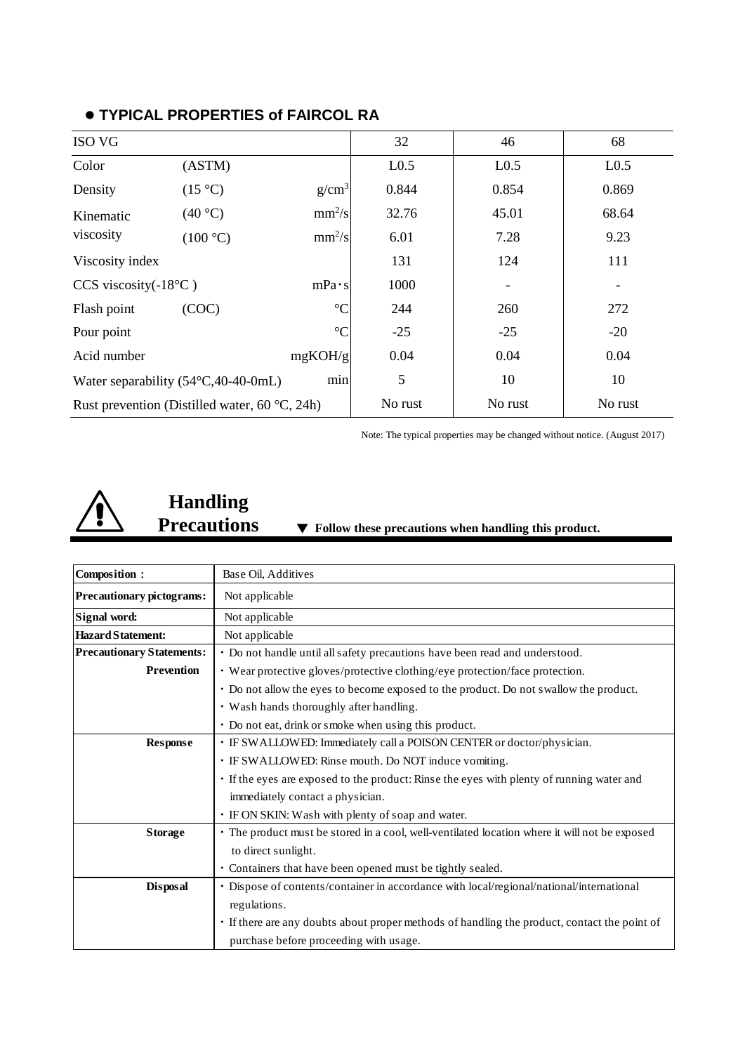## ● TYPICAL PROPERTIES of FAIRCOL RA

| ISO VG | | | 32 | 46 | 68 |
|---|---|---|---|---|---|
| Color | (ASTM) | | L0.5 | L0.5 | L0.5 |
| Density | (15 °C) | $g/cm^3$ | 0.844 | 0.854 | 0.869 |
| Kinematic viscosity | (40 °C) | $mm^2/s$ | 32.76 | 45.01 | 68.64 |
| | (100 °C) | $mm^2/s$ | 6.01 | 7.28 | 9.23 |
| Viscosity index | | | 131 | 124 | 111 |
| CCS viscosity(-18°C ) | | mPa・s | 1000 | - | - |
| Flash point | (COC) | °C | 244 | 260 | 272 |
| Pour point | | °C | -25 | -25 | -20 |
| Acid number | | mgKOH/g | 0.04 | 0.04 | 0.04 |
| Water separability (54°C,40-40-0mL) | | min | 5 | 10 | 10 |
| Rust prevention (Distilled water, 60 °C, 24h) | | | No rust | No rust | No rust |

Note: The typical properties may be changed without notice. (August 2017)

## Handling Precautions

▼ **Follow these precautions when handling this product.**

| | |
|---|---|
| **Composition :** | Base Oil, Additives |
| **Precautionary pictograms:** | Not applicable |
| **Signal word:** | Not applicable |
| **Hazard Statement:** | Not applicable |
| **Precautionary Statements:** **Prevention** | ・Do not handle until all safety precautions have been read and understood.<br>・Wear protective gloves/protective clothing/eye protection/face protection.<br>・Do not allow the eyes to become exposed to the product. Do not swallow the product.<br>・Wash hands thoroughly after handling.<br>・Do not eat, drink or smoke when using this product. |
| **Response** | ・IF SWALLOWED: Immediately call a POISON CENTER or doctor/physician.<br>・IF SWALLOWED: Rinse mouth. Do NOT induce vomiting.<br>・If the eyes are exposed to the product: Rinse the eyes with plenty of running water and immediately contact a physician.<br>・IF ON SKIN: Wash with plenty of soap and water. |
| **Storage** | ・The product must be stored in a cool, well-ventilated location where it will not be exposed to direct sunlight.<br>・Containers that have been opened must be tightly sealed. |
| **Disposal** | ・Dispose of contents/container in accordance with local/regional/national/international regulations.<br>・If there are any doubts about proper methods of handling the product, contact the point of purchase before proceeding with usage. |